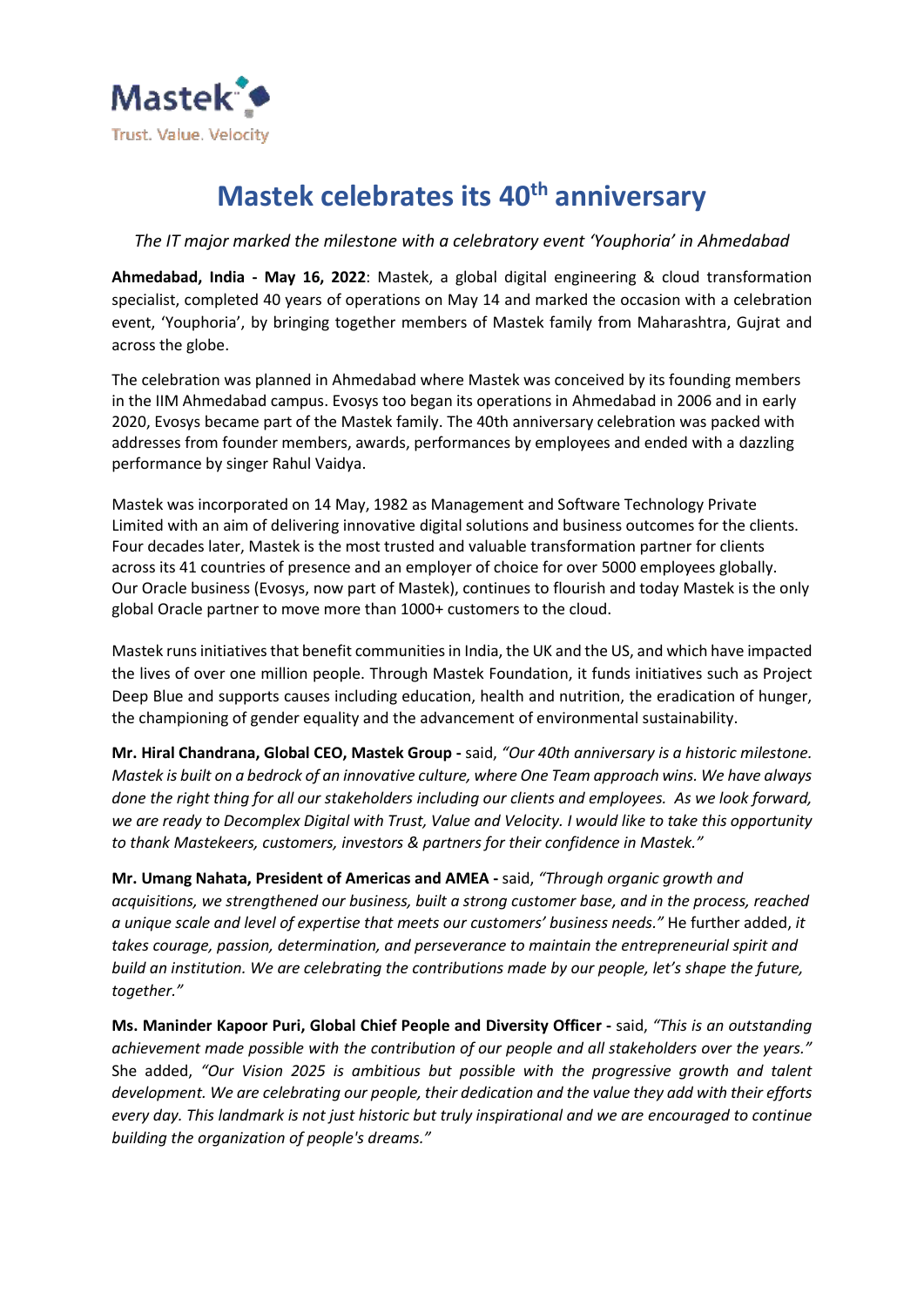Mastek

Trust. Value. Velocity

# Mastek celebrates its 40th anniversary

*The IT major marked the milestone with a celebratory event 'Youphoria' in Ahmedabad*

**Ahmedabad, India - May 16, 2022**: Mastek, a global digital engineering & cloud transformation specialist, completed 40 years of operations on May 14 and marked the occasion with a celebration event, 'Youphoria', by bringing together members of Mastek family from Maharashtra, Gujrat and across the globe.

The celebration was planned in Ahmedabad where Mastek was conceived by its founding members in the IIM Ahmedabad campus. Evosys too began its operations in Ahmedabad in 2006 and in early 2020, Evosys became part of the Mastek family. The 40th anniversary celebration was packed with addresses from founder members, awards, performances by employees and ended with a dazzling performance by singer Rahul Vaidya.

Mastek was incorporated on 14 May, 1982 as Management and Software Technology Private Limited with an aim of delivering innovative digital solutions and business outcomes for the clients. Four decades later, Mastek is the most trusted and valuable transformation partner for clients across its 41 countries of presence and an employer of choice for over 5000 employees globally. Our Oracle business (Evosys, now part of Mastek), continues to flourish and today Mastek is the only global Oracle partner to move more than 1000+ customers to the cloud.

Mastek runs initiatives that benefit communities in India, the UK and the US, and which have impacted the lives of over one million people. Through Mastek Foundation, it funds initiatives such as Project Deep Blue and supports causes including education, health and nutrition, the eradication of hunger, the championing of gender equality and the advancement of environmental sustainability.

**Mr. Hiral Chandrana, Global CEO, Mastek Group -** said, *"Our 40th anniversary is a historic milestone. Mastek is built on a bedrock of an innovative culture, where One Team approach wins. We have always done the right thing for all our stakeholders including our clients and employees. As we look forward, we are ready to Decomplex Digital with Trust, Value and Velocity. I would like to take this opportunity to thank Mastekeers, customers, investors & partners for their confidence in Mastek."*

**Mr. Umang Nahata, President of Americas and AMEA -** said, *"Through organic growth and acquisitions, we strengthened our business, built a strong customer base, and in the process, reached a unique scale and level of expertise that meets our customers' business needs."* He further added, *it takes courage, passion, determination, and perseverance to maintain the entrepreneurial spirit and build an institution. We are celebrating the contributions made by our people, let's shape the future, together."*

**Ms. Maninder Kapoor Puri, Global Chief People and Diversity Officer -** said, *"This is an outstanding achievement made possible with the contribution of our people and all stakeholders over the years."* She added, *"Our Vision 2025 is ambitious but possible with the progressive growth and talent development. We are celebrating our people, their dedication and the value they add with their efforts every day. This landmark is not just historic but truly inspirational and we are encouraged to continue building the organization of people's dreams."*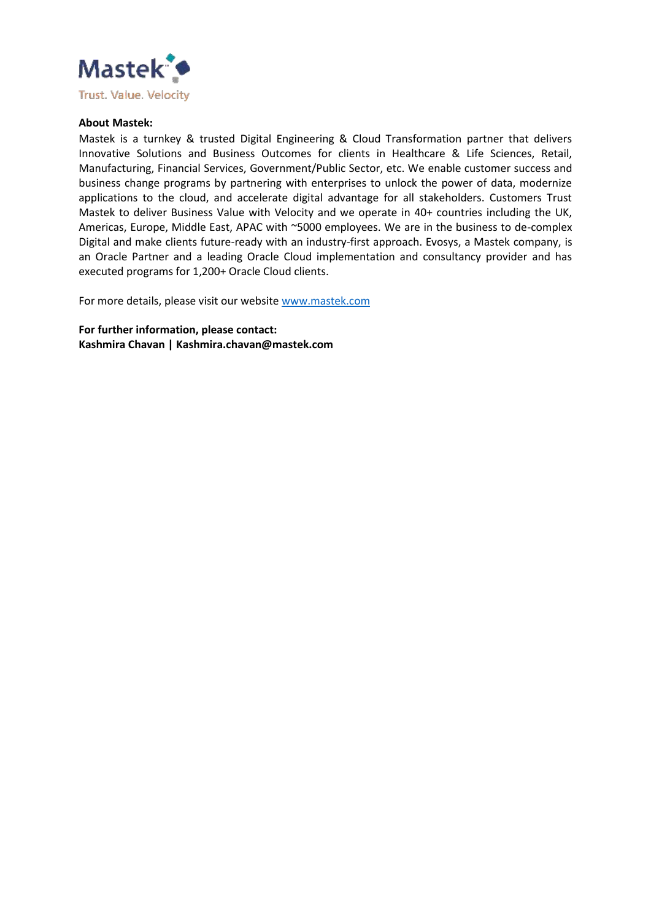Mastek
Trust. Value. Velocity

**About Mastek:**

Mastek is a turnkey & trusted Digital Engineering & Cloud Transformation partner that delivers Innovative Solutions and Business Outcomes for clients in Healthcare & Life Sciences, Retail, Manufacturing, Financial Services, Government/Public Sector, etc. We enable customer success and business change programs by partnering with enterprises to unlock the power of data, modernize applications to the cloud, and accelerate digital advantage for all stakeholders. Customers Trust Mastek to deliver Business Value with Velocity and we operate in 40+ countries including the UK, Americas, Europe, Middle East, APAC with ~5000 employees. We are in the business to de-complex Digital and make clients future-ready with an industry-first approach. Evosys, a Mastek company, is an Oracle Partner and a leading Oracle Cloud implementation and consultancy provider and has executed programs for 1,200+ Oracle Cloud clients.

For more details, please visit our website [www.mastek.com](http://www.mastek.com)

**For further information, please contact:**
**Kashmira Chavan | Kashmira.chavan@mastek.com**